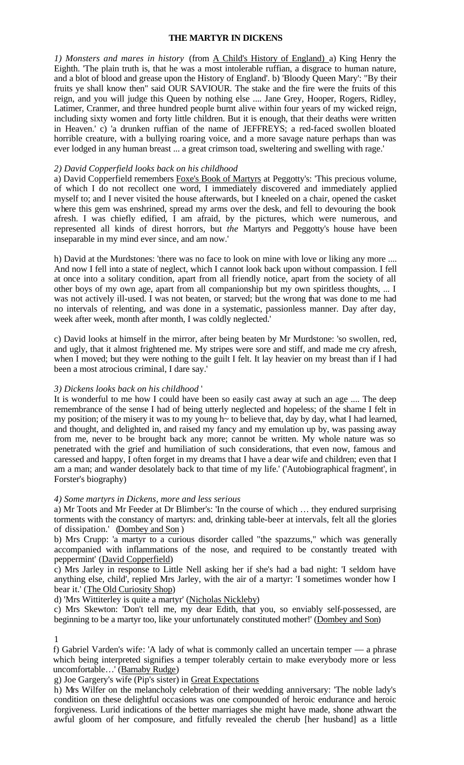**THE MARTYR IN DICKENS**

*1) Monsters and mares in history* (from A Child's History of England) a) King Henry the Eighth. 'The plain truth is, that he was a most intolerable ruffian, a disgrace to human nature, and a blot of blood and grease upon the History of England'. b) 'Bloody Queen Mary': "By their fruits ye shall know then" said OUR SAVIOUR. The stake and the fire were the fruits of this reign, and you will judge this Queen by nothing else .... Jane Grey, Hooper, Rogers, Ridley, Latimer, Cranmer, and three hundred people burnt alive within four years of my wicked reign, including sixty women and forty little children. But it is enough, that their deaths were written in Heaven.' c) 'a drunken ruffian of the name of JEFFREYS; a red-faced swollen bloated horrible creature, with a bullying roaring voice, and a more savage nature perhaps than was ever lodged in any human breast ... a great crimson toad, sweltering and swelling with rage.'

*2) David Copperfield looks back on his childhood*

a) David Copperfield remembers Foxe's Book of Martyrs at Peggotty's: 'This precious volume, of which I do not recollect one word, I immediately discovered and immediately applied myself to; and I never visited the house afterwards, but I kneeled on a chair, opened the casket where this gem was enshrined, spread my arms over the desk, and fell to devouring the book afresh. I was chiefly edified, I am afraid, by the pictures, which were numerous, and represented all kinds of direst horrors, but *the* Martyrs and Peggotty's house have been inseparable in my mind ever since, and am now.'

h) David at the Murdstones: 'there was no face to look on mine with love or liking any more .... And now I fell into a state of neglect, which I cannot look back upon without compassion. I fell at once into a solitary condition, apart from all friendly notice, apart from the society of all other boys of my own age, apart from all companionship but my own spiritless thoughts, ... I was not actively ill-used. I was not beaten, or starved; but the wrong that was done to me had no intervals of relenting, and was done in a systematic, passionless manner. Day after day, week after week, month after month, I was coldly neglected.'

c) David looks at himself in the mirror, after being beaten by Mr Murdstone: 'so swollen, red, and ugly, that it almost frightened me. My stripes were sore and stiff, and made me cry afresh, when I moved; but they were nothing to the guilt I felt. It lay heavier on my breast than if I had been a most atrocious criminal, I dare say.'

*3) Dickens looks back on his childhood* '

It is wonderful to me how I could have been so easily cast away at such an age .... The deep remembrance of the sense I had of being utterly neglected and hopeless; of the shame I felt in my position; of the misery it was to my young h~ to believe that, day by day, what I had learned, and thought, and delighted in, and raised my fancy and my emulation up by, was passing away from me, never to be brought back any more; cannot be written. My whole nature was so penetrated with the grief and humiliation of such considerations, that even now, famous and caressed and happy, I often forget in my dreams that I have a dear wife and children; even that I am a man; and wander desolately back to that time of my life.' ('Autobiographical fragment', in Forster's biography)

*4) Some martyrs in Dickens, more and less serious*

a) Mr Toots and Mr Feeder at Dr Blimber's: 'In the course of which … they endured surprising torments with the constancy of martyrs: and, drinking table-beer at intervals, felt all the glories of dissipation.' (Dombey and Son)

b) Mrs Crupp: 'a martyr to a curious disorder called "the spazzums," which was generally accompanied with inflammations of the nose, and required to be constantly treated with peppermint' (David Copperfield)

c) Mrs Jarley in response to Little Nell asking her if she's had a bad night: 'I seldom have anything else, child', replied Mrs Jarley, with the air of a martyr: 'I sometimes wonder how I bear it.' (The Old Curiosity Shop)

d) 'Mrs Wittiterley is quite a martyr' (Nicholas Nickleby)

c) Mrs Skewton: 'Don't tell me, my dear Edith, that you, so enviably self-possessed, are beginning to be a martyr too, like your unfortunately constituted mother!' (Dombey and Son)

f) Gabriel Varden's wife: 'A lady of what is commonly called an uncertain temper — a phrase which being interpreted signifies a temper tolerably certain to make everybody more or less uncomfortable…' (Barnaby Rudge)

g) Joe Gargery's wife (Pip's sister) in Great Expectations

h) Mrs Wilfer on the melancholy celebration of their wedding anniversary: 'The noble lady's condition on these delightful occasions was one compounded of heroic endurance and heroic forgiveness. Lurid indications of the better marriages she might have made, shone athwart the awful gloom of her composure, and fitfully revealed the cherub [her husband] as a little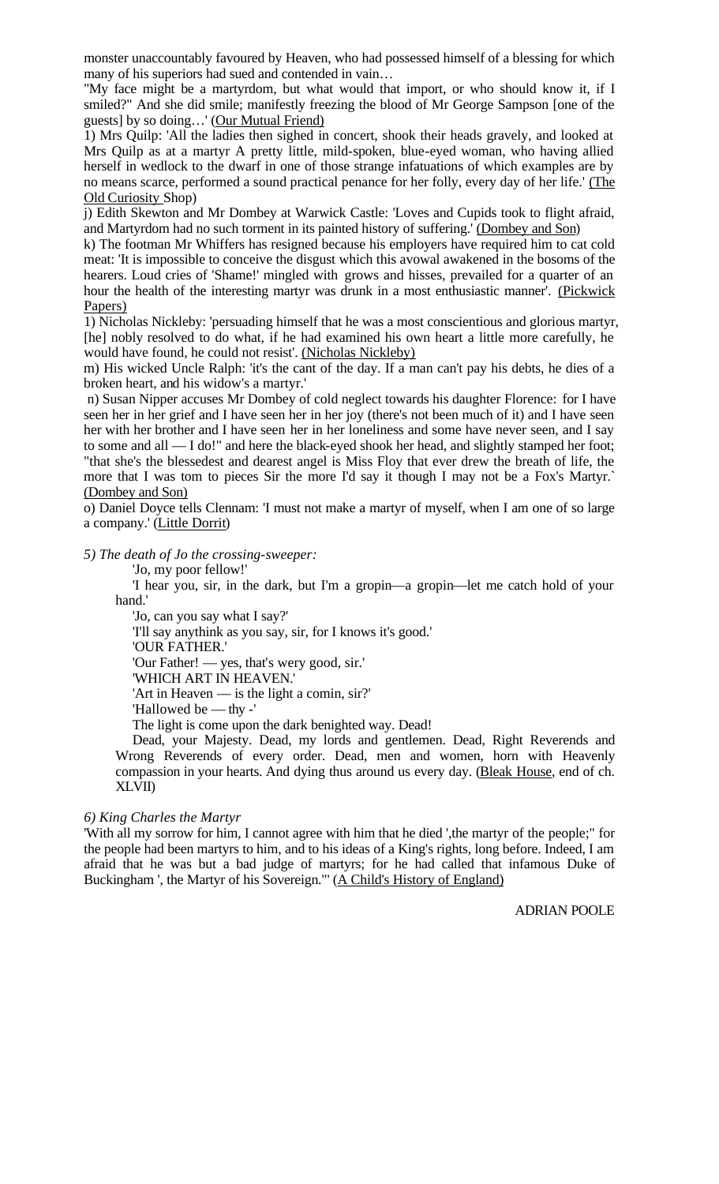monster unaccountably favoured by Heaven, who had possessed himself of a blessing for which many of his superiors had sued and contended in vain…

"My face might be a martyrdom, but what would that import, or who should know it, if I smiled?" And she did smile; manifestly freezing the blood of Mr George Sampson [one of the guests] by so doing…' (Our Mutual Friend)

1) Mrs Quilp: 'All the ladies then sighed in concert, shook their heads gravely, and looked at Mrs Quilp as at a martyr A pretty little, mild-spoken, blue-eyed woman, who having allied herself in wedlock to the dwarf in one of those strange infatuations of which examples are by no means scarce, performed a sound practical penance for her folly, every day of her life.' (The Old Curiosity Shop)

j) Edith Skewton and Mr Dombey at Warwick Castle: 'Loves and Cupids took to flight afraid, and Martyrdom had no such torment in its painted history of suffering.' (Dombey and Son)

k) The footman Mr Whiffers has resigned because his employers have required him to cat cold meat: 'It is impossible to conceive the disgust which this avowal awakened in the bosoms of the hearers. Loud cries of 'Shame!' mingled with grows and hisses, prevailed for a quarter of an hour the health of the interesting martyr was drunk in a most enthusiastic manner'. (Pickwick Papers)

1) Nicholas Nickleby: 'persuading himself that he was a most conscientious and glorious martyr, [he] nobly resolved to do what, if he had examined his own heart a little more carefully, he would have found, he could not resist'. (Nicholas Nickleby)

m) His wicked Uncle Ralph: 'it's the cant of the day. If a man can't pay his debts, he dies of a broken heart, and his widow's a martyr.'

n) Susan Nipper accuses Mr Dombey of cold neglect towards his daughter Florence: for I have seen her in her grief and I have seen her in her joy (there's not been much of it) and I have seen her with her brother and I have seen her in her loneliness and some have never seen, and I say to some and all — I do!" and here the black-eyed shook her head, and slightly stamped her foot; "that she's the blessedest and dearest angel is Miss Floy that ever drew the breath of life, the more that I was tom to pieces Sir the more I'd say it though I may not be a Fox's Martyr.` (Dombey and Son)

o) Daniel Doyce tells Clennam: 'I must not make a martyr of myself, when I am one of so large a company.' (Little Dorrit)

*5) The death of Jo the crossing-sweeper:*

'Jo, my poor fellow!'

'I hear you, sir, in the dark, but I'm a gropin—a gropin—let me catch hold of your hand.'

'Jo, can you say what I say?'

'I'll say anythink as you say, sir, for I knows it's good.'

'OUR FATHER.'

'Our Father! — yes, that's wery good, sir.'

'WHICH ART IN HEAVEN.'

'Art in Heaven — is the light a comin, sir?'

'Hallowed be — thy -'

The light is come upon the dark benighted way. Dead!

Dead, your Majesty. Dead, my lords and gentlemen. Dead, Right Reverends and Wrong Reverends of every order. Dead, men and women, horn with Heavenly compassion in your hearts. And dying thus around us every day. (Bleak House, end of ch. XLVII)

*6) King Charles the Martyr*

'With all my sorrow for him, I cannot agree with him that he died ',the martyr of the people;" for the people had been martyrs to him, and to his ideas of a King's rights, long before. Indeed, I am afraid that he was but a bad judge of martyrs; for he had called that infamous Duke of Buckingham ', the Martyr of his Sovereign."' (A Child's History of England)

ADRIAN POOLE